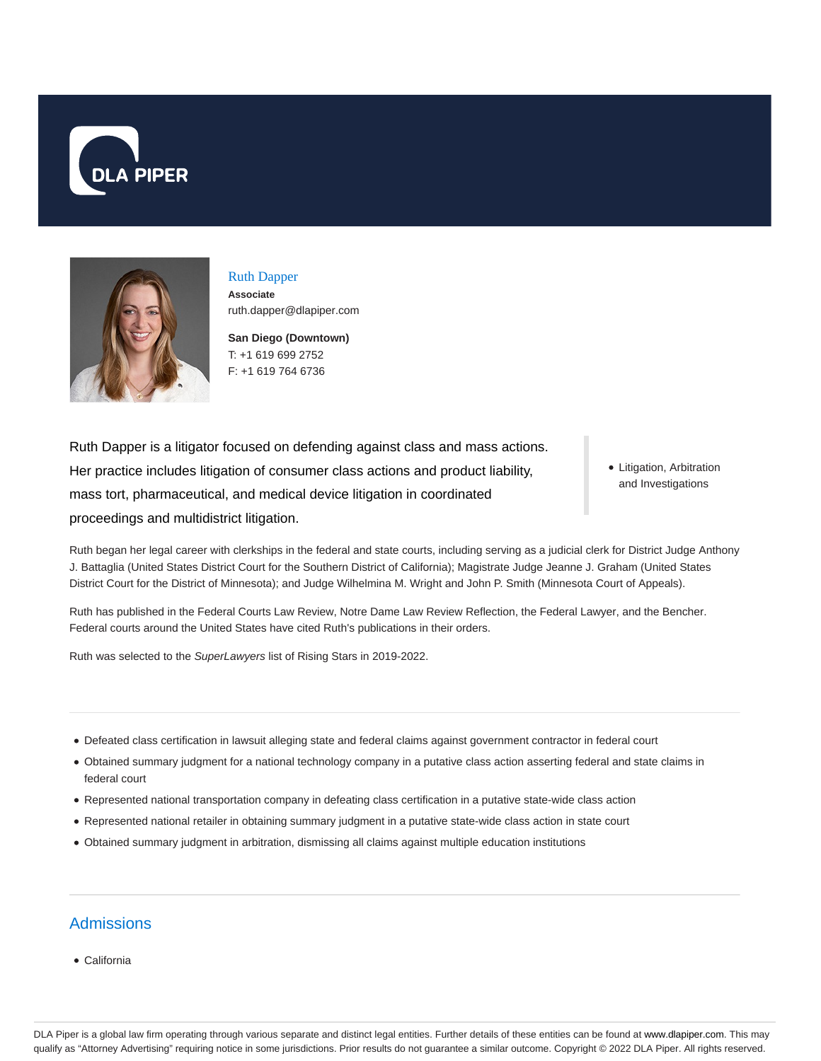# Ruth Dapper

**Associate**

ruth.dapper@dlapiper.com

**San Diego (Downtown)**

T: +1 619 699 2752

F: +1 619 764 6736

Ruth Dapper is a litigator focused on defending against class and mass actions. Her practice includes litigation of consumer class actions and product liability, mass tort, pharmaceutical, and medical device litigation in coordinated proceedings and multidistrict litigation.

- Litigation, Arbitration and Investigations

Ruth began her legal career with clerkships in the federal and state courts, including serving as a judicial clerk for District Judge Anthony J. Battaglia (United States District Court for the Southern District of California); Magistrate Judge Jeanne J. Graham (United States District Court for the District of Minnesota); and Judge Wilhelmina M. Wright and John P. Smith (Minnesota Court of Appeals).

Ruth has published in the Federal Courts Law Review, Notre Dame Law Review Reflection, the Federal Lawyer, and the Bencher. Federal courts around the United States have cited Ruth's publications in their orders.

Ruth was selected to the *SuperLawyers* list of Rising Stars in 2019-2022.

- Defeated class certification in lawsuit alleging state and federal claims against government contractor in federal court
- Obtained summary judgment for a national technology company in a putative class action asserting federal and state claims in federal court
- Represented national transportation company in defeating class certification in a putative state-wide class action
- Represented national retailer in obtaining summary judgment in a putative state-wide class action in state court
- Obtained summary judgment in arbitration, dismissing all claims against multiple education institutions

## Admissions

- California

DLA Piper is a global law firm operating through various separate and distinct legal entities. Further details of these entities can be found at www.dlapiper.com. This may qualify as "Attorney Advertising" requiring notice in some jurisdictions. Prior results do not guarantee a similar outcome. Copyright © 2022 DLA Piper. All rights reserved.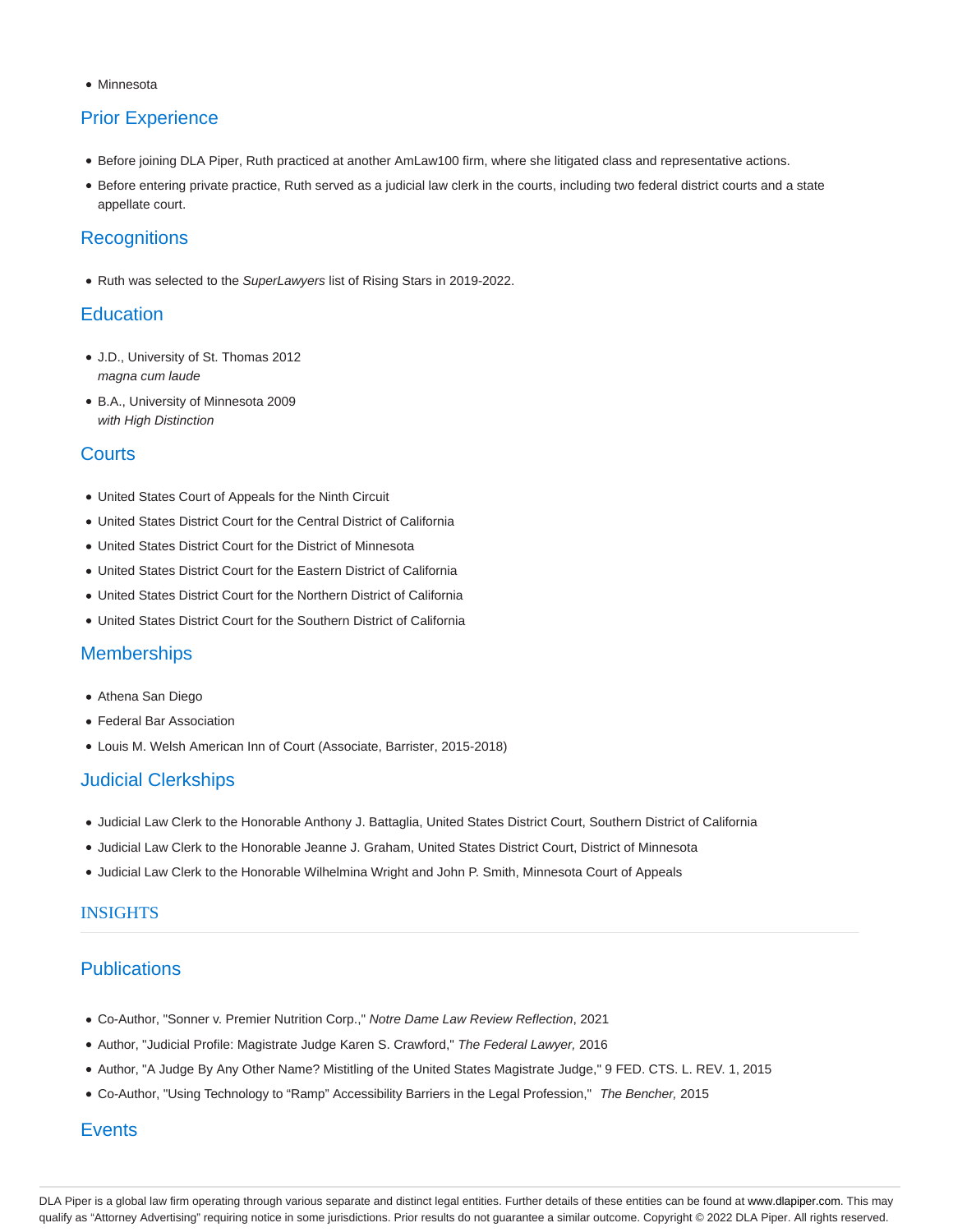- Minnesota

## Prior Experience

- Before joining DLA Piper, Ruth practiced at another AmLaw100 firm, where she litigated class and representative actions.
- Before entering private practice, Ruth served as a judicial law clerk in the courts, including two federal district courts and a state appellate court.

## Recognitions

- Ruth was selected to the *SuperLawyers* list of Rising Stars in 2019-2022.

## Education

- J.D., University of St. Thomas 2012
  *magna cum laude*
- B.A., University of Minnesota 2009
  *with High Distinction*

## Courts

- United States Court of Appeals for the Ninth Circuit
- United States District Court for the Central District of California
- United States District Court for the District of Minnesota
- United States District Court for the Eastern District of California
- United States District Court for the Northern District of California
- United States District Court for the Southern District of California

## Memberships

- Athena San Diego
- Federal Bar Association
- Louis M. Welsh American Inn of Court (Associate, Barrister, 2015-2018)

## Judicial Clerkships

- Judicial Law Clerk to the Honorable Anthony J. Battaglia, United States District Court, Southern District of California
- Judicial Law Clerk to the Honorable Jeanne J. Graham, United States District Court, District of Minnesota
- Judicial Law Clerk to the Honorable Wilhelmina Wright and John P. Smith, Minnesota Court of Appeals

## INSIGHTS

## Publications

- Co-Author, "Sonner v. Premier Nutrition Corp.," *Notre Dame Law Review Reflection*, 2021
- Author, "Judicial Profile: Magistrate Judge Karen S. Crawford," *The Federal Lawyer,* 2016
- Author, "A Judge By Any Other Name? Mistitling of the United States Magistrate Judge," 9 FED. CTS. L. REV. 1, 2015
- Co-Author, "Using Technology to "Ramp" Accessibility Barriers in the Legal Profession," *The Bencher,* 2015

## Events

DLA Piper is a global law firm operating through various separate and distinct legal entities. Further details of these entities can be found at www.dlapiper.com. This may qualify as "Attorney Advertising" requiring notice in some jurisdictions. Prior results do not guarantee a similar outcome. Copyright © 2022 DLA Piper. All rights reserved.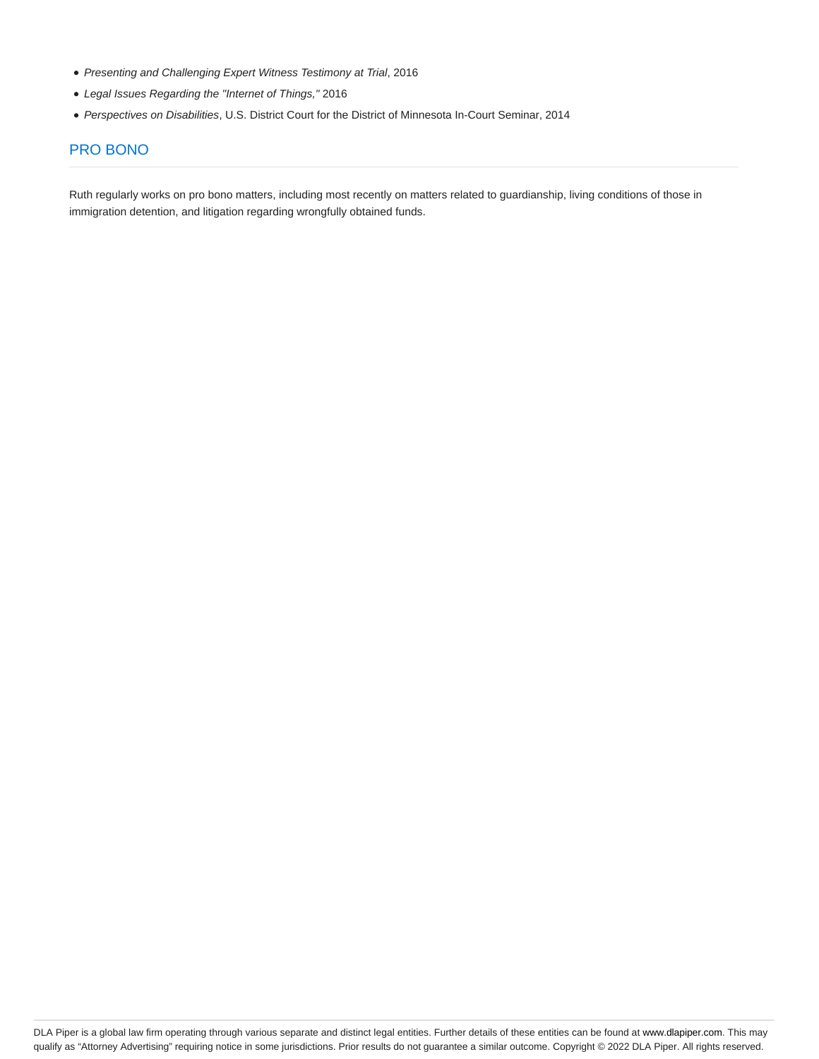- *Presenting and Challenging Expert Witness Testimony at Trial*, 2016
- *Legal Issues Regarding the "Internet of Things,"* 2016
- *Perspectives on Disabilities*, U.S. District Court for the District of Minnesota In-Court Seminar, 2014

## PRO BONO

Ruth regularly works on pro bono matters, including most recently on matters related to guardianship, living conditions of those in immigration detention, and litigation regarding wrongfully obtained funds.